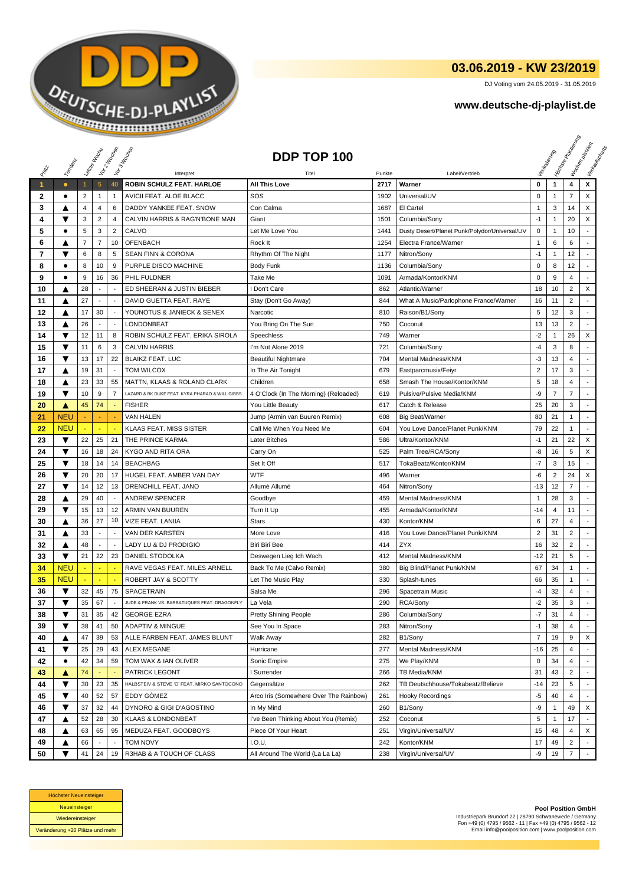# 03.06.2019 - KW 23/2019

DJ Voting vom 24.05.2019 - 31.05.2019

**www.deutsche-dj-playlist.de**

## DDP TOP 100

| Platz | Tendenz | Letzte Woche | Vor 2 Wochen | Vor 3 Wochen | Interpret | Titel | Punkte | Label/Vertrieb | Veränderung | Höchste Platzierung | Wochen platziert | Verkaufscharts |
|---|---|---|---|---|---|---|---|---|---|---|---|---|
| 1 | ● | 1 | 5 | 40 | **ROBIN SCHULZ FEAT. HARLOE** | **All This Love** | **2717** | **Warner** | **0** | **1** | **4** | **X** |
| 2 | ● | 2 | 1 | 1 | AVICII FEAT. ALOE BLACC | SOS | 1902 | Universal/UV | 0 | 1 | 7 | X |
| 3 | ▲ | 4 | 4 | 6 | DADDY YANKEE FEAT. SNOW | Con Calma | 1687 | El Cartel | 1 | 3 | 14 | X |
| 4 | ▼ | 3 | 2 | 4 | CALVIN HARRIS & RAG'N'BONE MAN | Giant | 1501 | Columbia/Sony | -1 | 1 | 20 | X |
| 5 | ● | 5 | 3 | 2 | CALVO | Let Me Love You | 1441 | Dusty Desert/Planet Punk/Polydor/Universal/UV | 0 | 1 | 10 | - |
| 6 | ▲ | 7 | 7 | 10 | OFENBACH | Rock It | 1254 | Electra France/Warner | 1 | 6 | 6 | - |
| 7 | ▼ | 6 | 8 | 5 | SEAN FINN & CORONA | Rhythm Of The Night | 1177 | Nitron/Sony | -1 | 1 | 12 | - |
| 8 | ● | 8 | 10 | 9 | PURPLE DISCO MACHINE | Body Funk | 1136 | Columbia/Sony | 0 | 8 | 12 | - |
| 9 | ● | 9 | 16 | 36 | PHIL FULDNER | Take Me | 1091 | Armada/Kontor/KNM | 0 | 9 | 4 | - |
| 10 | ▲ | 28 | - | - | ED SHEERAN & JUSTIN BIEBER | I Don't Care | 862 | Atlantic/Warner | 18 | 10 | 2 | X |
| 11 | ▲ | 27 | - | - | DAVID GUETTA FEAT. RAYE | Stay (Don't Go Away) | 844 | What A Music/Parlophone France/Warner | 16 | 11 | 2 | - |
| 12 | ▲ | 17 | 30 | - | YOUNOTUS & JANIECK & SENEX | Narcotic | 810 | Raison/B1/Sony | 5 | 12 | 3 | - |
| 13 | ▲ | 26 | - | - | LONDONBEAT | You Bring On The Sun | 750 | Coconut | 13 | 13 | 2 | - |
| 14 | ▼ | 12 | 11 | 8 | ROBIN SCHULZ FEAT. ERIKA SIROLA | Speechless | 749 | Warner | -2 | 1 | 26 | X |
| 15 | ▼ | 11 | 6 | 3 | CALVIN HARRIS | I'm Not Alone 2019 | 721 | Columbia/Sony | -4 | 3 | 8 | - |
| 16 | ▼ | 13 | 17 | 22 | BLAIKZ FEAT. LUC | Beautiful Nightmare | 704 | Mental Madness/KNM | -3 | 13 | 4 | - |
| 17 | ▲ | 19 | 31 | - | TOM WILCOX | In The Air Tonight | 679 | Eastparcmusix/Feiyr | 2 | 17 | 3 | - |
| 18 | ▲ | 23 | 33 | 55 | MATTN, KLAAS & ROLAND CLARK | Children | 658 | Smash The House/Kontor/KNM | 5 | 18 | 4 | - |
| 19 | ▼ | 10 | 9 | 7 | LAZARD & BK DUKE FEAT. KYRA PHARAO & WILL GIBBS | 4 O'Clock (In The Morning) (Reloaded) | 619 | Pulsive/Pulsive Media/KNM | -9 | 7 | 7 | - |
| 20 | ▲ | 45 | 74 | - | FISHER | You Little Beauty | 617 | Catch & Release | 25 | 20 | 3 | - |
| 21 | NEU | - | - | - | VAN HALEN | Jump (Armin van Buuren Remix) | 608 | Big Beat/Warner | 80 | 21 | 1 | - |
| 22 | NEU | - | - | - | KLAAS FEAT. MISS SISTER | Call Me When You Need Me | 604 | You Love Dance/Planet Punk/KNM | 79 | 22 | 1 | - |
| 23 | ▼ | 22 | 25 | 21 | THE PRINCE KARMA | Later Bitches | 586 | Ultra/Kontor/KNM | -1 | 21 | 22 | X |
| 24 | ▼ | 16 | 18 | 24 | KYGO AND RITA ORA | Carry On | 525 | Palm Tree/RCA/Sony | -8 | 16 | 5 | X |
| 25 | ▼ | 18 | 14 | 14 | BEACHBAG | Set It Off | 517 | TokaBeatz/Kontor/KNM | -7 | 3 | 15 | - |
| 26 | ▼ | 20 | 20 | 17 | HUGEL FEAT. AMBER VAN DAY | WTF | 496 | Warner | -6 | 2 | 24 | X |
| 27 | ▼ | 14 | 12 | 13 | DRENCHILL FEAT. JANO | Allumé Allumé | 464 | Nitron/Sony | -13 | 12 | 7 | - |
| 28 | ▲ | 29 | 40 | - | ANDREW SPENCER | Goodbye | 459 | Mental Madness/KNM | 1 | 28 | 3 | - |
| 29 | ▼ | 15 | 13 | 12 | ARMIN VAN BUUREN | Turn It Up | 455 | Armada/Kontor/KNM | -14 | 4 | 11 | - |
| 30 | ▲ | 36 | 27 | 10 | VIZE FEAT. LANIIA | Stars | 430 | Kontor/KNM | 6 | 27 | 4 | - |
| 31 | ▲ | 33 | - | - | VAN DER KARSTEN | More Love | 416 | You Love Dance/Planet Punk/KNM | 2 | 31 | 2 | - |
| 32 | ▲ | 48 | - | - | LADY LU & DJ PRODIGIO | Biri Biri Bee | 414 | ZYX | 16 | 32 | 2 | - |
| 33 | ▼ | 21 | 22 | 23 | DANIEL STODOLKA | Deswegen Lieg Ich Wach | 412 | Mental Madness/KNM | -12 | 21 | 5 | - |
| 34 | NEU | - | - | - | RAVE VEGAS FEAT. MILES ARNELL | Back To Me (Calvo Remix) | 380 | Big Blind/Planet Punk/KNM | 67 | 34 | 1 | - |
| 35 | NEU | - | - | - | ROBERT JAY & SCOTTY | Let The Music Play | 330 | Splash-tunes | 66 | 35 | 1 | - |
| 36 | ▼ | 32 | 45 | 75 | SPACETRAIN | Salsa Me | 296 | Spacetrain Music | -4 | 32 | 4 | - |
| 37 | ▼ | 35 | 67 | - | JUDE & FRANK VS. BARBATUQUES FEAT. DRAGONFLY | La Vela | 290 | RCA/Sony | -2 | 35 | 3 | - |
| 38 | ▼ | 31 | 35 | 42 | GEORGE EZRA | Pretty Shining People | 286 | Columbia/Sony | -7 | 31 | 4 | - |
| 39 | ▼ | 38 | 41 | 50 | ADAPTIV & MINGUE | See You In Space | 283 | Nitron/Sony | -1 | 38 | 4 | - |
| 40 | ▲ | 47 | 39 | 53 | ALLE FARBEN FEAT. JAMES BLUNT | Walk Away | 282 | B1/Sony | 7 | 19 | 9 | X |
| 41 | ▼ | 25 | 29 | 43 | ALEX MEGANE | Hurricane | 277 | Mental Madness/KNM | -16 | 25 | 4 | - |
| 42 | ● | 42 | 34 | 59 | TOM WAX & IAN OLIVER | Sonic Empire | 275 | We Play/KNM | 0 | 34 | 4 | - |
| 43 | ▲ | 74 | - | - | PATRICK LEGONT | I Surrender | 266 | TB Media/KNM | 31 | 43 | 2 | - |
| 44 | ▼ | 30 | 23 | 35 | HALBSTEIV & STEVE 'O' FEAT. MIRKO SANTOCONO | Gegensätze | 262 | TB Deutschhouse/Tokabeatz/Believe | -14 | 23 | 5 | - |
| 45 | ▼ | 40 | 52 | 57 | EDDY GÓMEZ | Arco Iris (Somewhere Over The Rainbow) | 261 | Hooky Recordings | -5 | 40 | 4 | - |
| 46 | ▼ | 37 | 32 | 44 | DYNORO & GIGI D'AGOSTINO | In My Mind | 260 | B1/Sony | -9 | 1 | 49 | X |
| 47 | ▲ | 52 | 28 | 30 | KLAAS & LONDONBEAT | I've Been Thinking About You (Remix) | 252 | Coconut | 5 | 1 | 17 | - |
| 48 | ▲ | 63 | 65 | 95 | MEDUZA FEAT. GOODBOYS | Piece Of Your Heart | 251 | Virgin/Universal/UV | 15 | 48 | 4 | X |
| 49 | ▲ | 66 | - | - | TOM NOVY | I.O.U. | 242 | Kontor/KNM | 17 | 49 | 2 | - |
| 50 | ▼ | 41 | 24 | 19 | R3HAB & A TOUCH OF CLASS | All Around The World (La La La) | 238 | Virgin/Universal/UV | -9 | 19 | 7 | - |

Höchster Neueinsteiger
Neueinsteiger
Wiedereinsteiger
Veränderung +20 Plätze und mehr

**Pool Position GmbH**
Industriepark Brundorf 22 | 28790 Schwanewede / Germany
Fon +49 (0) 4795 / 9562 - 11 | Fax +49 (0) 4795 / 9562 - 12
Email info@poolposition.com | www.poolposition.com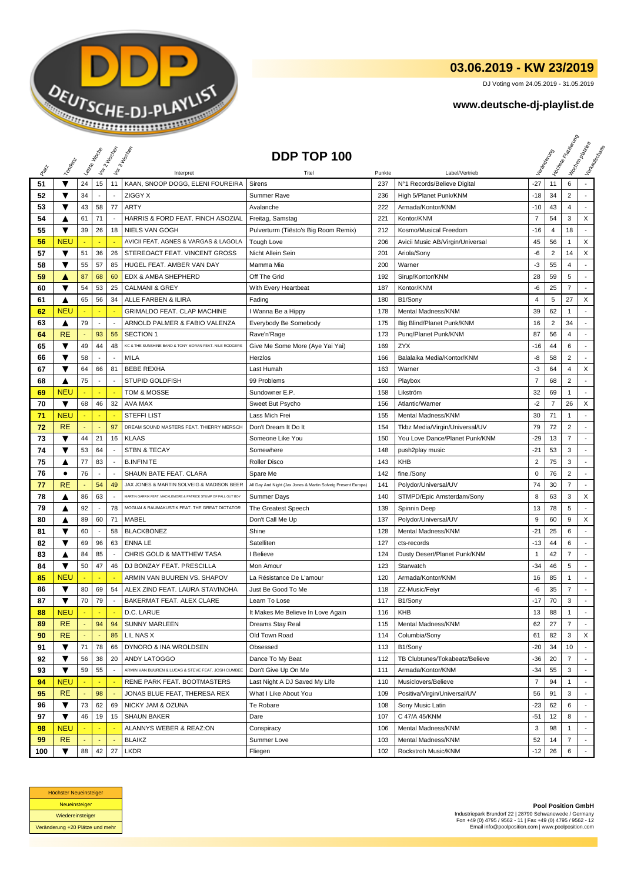## 03.06.2019 - KW 23/2019

DJ Voting vom 24.05.2019 - 31.05.2019

### www.deutsche-dj-playlist.de

# DDP TOP 100

| Platz | Tendenz | Letzte Woche | Vor 2 Wochen | Vor 3 Wochen | Interpret | Titel | Punkte | Label/Vertrieb | Veränderung | Höchste Platzierung | Wochen platziert | Verkaufscharts |
|---|---|---|---|---|---|---|---|---|---|---|---|---|
| 51 | ▼ | 24 | 15 | 11 | KAAN, SNOOP DOGG, ELENI FOUREIRA | Sirens | 237 | N°1 Records/Believe Digital | -27 | 11 | 6 | - |
| 52 | ▼ | 34 | - | - | ZIGGY X | Summer Rave | 236 | High 5/Planet Punk/KNM | -18 | 34 | 2 | - |
| 53 | ▼ | 43 | 58 | 77 | ARTY | Avalanche | 222 | Armada/Kontor/KNM | -10 | 43 | 4 | - |
| 54 | ▲ | 61 | 71 | - | HARRIS & FORD FEAT. FINCH ASOZIAL | Freitag, Samstag | 221 | Kontor/KNM | 7 | 54 | 3 | X |
| 55 | ▼ | 39 | 26 | 18 | NIELS VAN GOGH | Pulverturm (Tiësto's Big Room Remix) | 212 | Kosmo/Musical Freedom | -16 | 4 | 18 | - |
| 56 | NEU | - | - | - | AVICII FEAT. AGNES & VARGAS & LAGOLA | Tough Love | 206 | Avicii Music AB/Virgin/Universal | 45 | 56 | 1 | X |
| 57 | ▼ | 51 | 36 | 26 | STEREOACT FEAT. VINCENT GROSS | Nicht Allein Sein | 201 | Ariola/Sony | -6 | 2 | 14 | X |
| 58 | ▼ | 55 | 57 | 85 | HUGEL FEAT. AMBER VAN DAY | Mamma Mia | 200 | Warner | -3 | 55 | 4 | - |
| 59 | ▲ | 87 | 68 | 60 | EDX & AMBA SHEPHERD | Off The Grid | 192 | Sirup/Kontor/KNM | 28 | 59 | 5 | - |
| 60 | ▼ | 54 | 53 | 25 | CALMANI & GREY | With Every Heartbeat | 187 | Kontor/KNM | -6 | 25 | 7 | - |
| 61 | ▲ | 65 | 56 | 34 | ALLE FARBEN & ILIRA | Fading | 180 | B1/Sony | 4 | 5 | 27 | X |
| 62 | NEU | - | - | - | GRIMALDO FEAT. CLAP MACHINE | I Wanna Be a Hippy | 178 | Mental Madness/KNM | 39 | 62 | 1 | - |
| 63 | ▲ | 79 | - | - | ARNOLD PALMER & FABIO VALENZA | Everybody Be Somebody | 175 | Big Blind/Planet Punk/KNM | 16 | 2 | 34 | - |
| 64 | RE | - | 93 | 56 | SECTION 1 | Rave'n'Rage | 173 | Punq/Planet Punk/KNM | 87 | 56 | 4 | - |
| 65 | ▼ | 49 | 44 | 48 | KC & THE SUNSHINE BAND & TONY MORAN FEAT. NILE RODGERS | Give Me Some More (Aye Yai Yai) | 169 | ZYX | -16 | 44 | 6 | - |
| 66 | ▼ | 58 | - | - | MILA | Herzlos | 166 | Balalaika Media/Kontor/KNM | -8 | 58 | 2 | - |
| 67 | ▼ | 64 | 66 | 81 | BEBE REXHA | Last Hurrah | 163 | Warner | -3 | 64 | 4 | X |
| 68 | ▲ | 75 | - | - | STUPID GOLDFISH | 99 Problems | 160 | Playbox | 7 | 68 | 2 | - |
| 69 | NEU | - | - | - | TOM & MOSSE | Sundowner E.P. | 158 | Likström | 32 | 69 | 1 | - |
| 70 | ▼ | 68 | 46 | 32 | AVA MAX | Sweet But Psycho | 156 | Atlantic/Warner | -2 | 7 | 26 | X |
| 71 | NEU | - | - | - | STEFFI LIST | Lass Mich Frei | 155 | Mental Madness/KNM | 30 | 71 | 1 | - |
| 72 | RE | - | - | 97 | DREAM SOUND MASTERS FEAT. THIERRY MERSCH | Don't Dream It Do It | 154 | Tkbz Media/Virgin/Universal/UV | 79 | 72 | 2 | - |
| 73 | ▼ | 44 | 21 | 16 | KLAAS | Someone Like You | 150 | You Love Dance/Planet Punk/KNM | -29 | 13 | 7 | - |
| 74 | ▼ | 53 | 64 | - | STBN & TECAY | Somewhere | 148 | push2play music | -21 | 53 | 3 | - |
| 75 | ▲ | 77 | 83 | - | B.INFINITE | Roller Disco | 143 | KHB | 2 | 75 | 3 | - |
| 76 | ● | 76 | - | - | SHAUN BATE FEAT. CLARA | Spare Me | 142 | fine./Sony | 0 | 76 | 2 | - |
| 77 | RE | - | 54 | 49 | JAX JONES & MARTIN SOLVEIG & MADISON BEER | All Day And Night (Jax Jones & Martin Solveig Present Europa) | 141 | Polydor/Universal/UV | 74 | 30 | 7 | - |
| 78 | ▲ | 86 | 63 | - | MARTIN GARRIX FEAT. MACKLEMORE & PATRICK STUMP OF FALL OUT BOY | Summer Days | 140 | STMPD/Epic Amsterdam/Sony | 8 | 63 | 3 | X |
| 79 | ▲ | 92 | - | 78 | MOGUAI & RAUMAKUSTIK FEAT. THE GREAT DICTATOR | The Greatest Speech | 139 | Spinnin Deep | 13 | 78 | 5 | - |
| 80 | ▲ | 89 | 60 | 71 | MABEL | Don't Call Me Up | 137 | Polydor/Universal/UV | 9 | 60 | 9 | X |
| 81 | ▼ | 60 | - | 58 | BLACKBONEZ | Shine | 128 | Mental Madness/KNM | -21 | 25 | 6 | - |
| 82 | ▼ | 69 | 96 | 63 | ENNA LE | Satelliten | 127 | cts-records | -13 | 44 | 6 | - |
| 83 | ▲ | 84 | 85 | - | CHRIS GOLD & MATTHEW TASA | I Believe | 124 | Dusty Desert/Planet Punk/KNM | 1 | 42 | 7 | - |
| 84 | ▼ | 50 | 47 | 46 | DJ BONZAY FEAT. PRESCILLA | Mon Amour | 123 | Starwatch | -34 | 46 | 5 | - |
| 85 | NEU | - | - | - | ARMIN VAN BUUREN VS. SHAPOV | La Résistance De L'amour | 120 | Armada/Kontor/KNM | 16 | 85 | 1 | - |
| 86 | ▼ | 80 | 69 | 54 | ALEX ZIND FEAT. LAURA STAVINOHA | Just Be Good To Me | 118 | ZZ-Music/Feiyr | -6 | 35 | 7 | - |
| 87 | ▼ | 70 | 79 | - | BAKERMAT FEAT. ALEX CLARE | Learn To Lose | 117 | B1/Sony | -17 | 70 | 3 | - |
| 88 | NEU | - | - | - | D.C. LARUE | It Makes Me Believe In Love Again | 116 | KHB | 13 | 88 | 1 | - |
| 89 | RE | - | 94 | 94 | SUNNY MARLEEN | Dreams Stay Real | 115 | Mental Madness/KNM | 62 | 27 | 7 | - |
| 90 | RE | - | - | 86 | LIL NAS X | Old Town Road | 114 | Columbia/Sony | 61 | 82 | 3 | X |
| 91 | ▼ | 71 | 78 | 66 | DYNORO & INA WROLDSEN | Obsessed | 113 | B1/Sony | -20 | 34 | 10 | - |
| 92 | ▼ | 56 | 38 | 20 | ANDY LATOGGO | Dance To My Beat | 112 | TB Clubtunes/Tokabeatz/Believe | -36 | 20 | 7 | - |
| 93 | ▼ | 59 | 55 | - | ARMIN VAN BUUREN & LUCAS & STEVE FEAT. JOSH CUMBEE | Don't Give Up On Me | 111 | Armada/Kontor/KNM | -34 | 55 | 3 | - |
| 94 | NEU | - | - | - | RENE PARK FEAT. BOOTMASTERS | Last Night A DJ Saved My Life | 110 | Musiclovers/Believe | 7 | 94 | 1 | - |
| 95 | RE | - | 98 | - | JONAS BLUE FEAT. THERESA REX | What I Like About You | 109 | Positiva/Virgin/Universal/UV | 56 | 91 | 3 | - |
| 96 | ▼ | 73 | 62 | 69 | NICKY JAM & OZUNA | Te Robare | 108 | Sony Music Latin | -23 | 62 | 6 | - |
| 97 | ▼ | 46 | 19 | 15 | SHAUN BAKER | Dare | 107 | C 47/A 45/KNM | -51 | 12 | 8 | - |
| 98 | NEU | - | - | - | ALANNYS WEBER & REAZ:ON | Conspiracy | 106 | Mental Madness/KNM | 3 | 98 | 1 | - |
| 99 | RE | - | - | - | BLAIKZ | Summer Love | 103 | Mental Madness/KNM | 52 | 14 | 7 | - |
| 100 | ▼ | 88 | 42 | 27 | LKDR | Fliegen | 102 | Rockstroh Music/KNM | -12 | 26 | 6 | - |

Höchster Neueinsteiger
Neueinsteiger
Wiedereinsteiger
Veränderung +20 Plätze und mehr

**Pool Position GmbH**
Industriepark Brundorf 22 | 28790 Schwanewede / Germany
Fon +49 (0) 4795 / 9562 - 11 | Fax +49 (0) 4795 / 9562 - 12
Email info@poolposition.com | www.poolposition.com